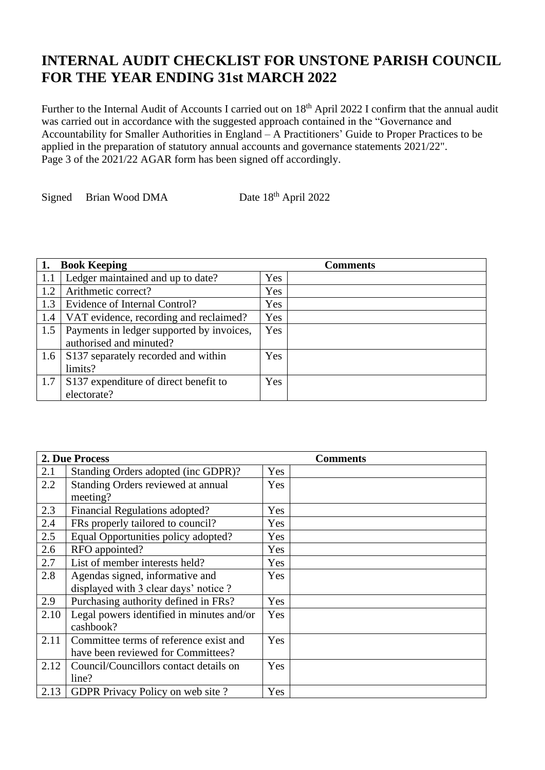# INTERNAL AUDIT CHECKLIST FOR UNSTONE PARISH COUNCIL FOR THE YEAR ENDING 31st MARCH 2022

Further to the Internal Audit of Accounts I carried out on 18th April 2022 I confirm that the annual audit was carried out in accordance with the suggested approach contained in the "Governance and Accountability for Smaller Authorities in England – A Practitioners' Guide to Proper Practices to be applied in the preparation of statutory annual accounts and governance statements 2021/22". Page 3 of the 2021/22 AGAR form has been signed off accordingly.

Signed Brian Wood DMA Date 18th April 2022

| 1. | Book Keeping | | Comments |
|---|---|---|---|
| 1.1 | Ledger maintained and up to date? | Yes | |
| 1.2 | Arithmetic correct? | Yes | |
| 1.3 | Evidence of Internal Control? | Yes | |
| 1.4 | VAT evidence, recording and reclaimed? | Yes | |
| 1.5 | Payments in ledger supported by invoices, authorised and minuted? | Yes | |
| 1.6 | S137 separately recorded and within limits? | Yes | |
| 1.7 | S137 expenditure of direct benefit to electorate? | Yes | |

| 2. Due Process | | | Comments |
|---|---|---|---|
| 2.1 | Standing Orders adopted (inc GDPR)? | Yes | |
| 2.2 | Standing Orders reviewed at annual meeting? | Yes | |
| 2.3 | Financial Regulations adopted? | Yes | |
| 2.4 | FRs properly tailored to council? | Yes | |
| 2.5 | Equal Opportunities policy adopted? | Yes | |
| 2.6 | RFO appointed? | Yes | |
| 2.7 | List of member interests held? | Yes | |
| 2.8 | Agendas signed, informative and displayed with 3 clear days' notice ? | Yes | |
| 2.9 | Purchasing authority defined in FRs? | Yes | |
| 2.10 | Legal powers identified in minutes and/or cashbook? | Yes | |
| 2.11 | Committee terms of reference exist and have been reviewed for Committees? | Yes | |
| 2.12 | Council/Councillors contact details on line? | Yes | |
| 2.13 | GDPR Privacy Policy on web site ? | Yes | |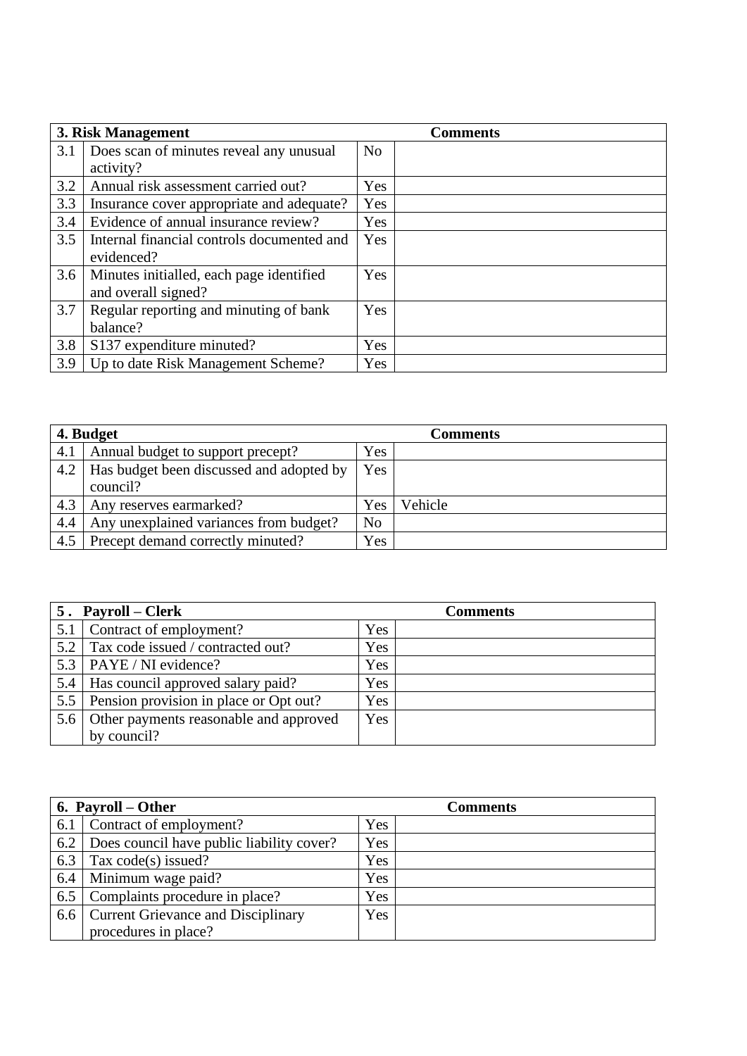| 3. Risk Management | | | Comments |
|---|---|---|---|
| 3.1 | Does scan of minutes reveal any unusual activity? | No | |
| 3.2 | Annual risk assessment carried out? | Yes | |
| 3.3 | Insurance cover appropriate and adequate? | Yes | |
| 3.4 | Evidence of annual insurance review? | Yes | |
| 3.5 | Internal financial controls documented and evidenced? | Yes | |
| 3.6 | Minutes initialled, each page identified and overall signed? | Yes | |
| 3.7 | Regular reporting and minuting of bank balance? | Yes | |
| 3.8 | S137 expenditure minuted? | Yes | |
| 3.9 | Up to date Risk Management Scheme? | Yes | |

| 4. Budget | | | Comments |
|---|---|---|---|
| 4.1 | Annual budget to support precept? | Yes | |
| 4.2 | Has budget been discussed and adopted by council? | Yes | |
| 4.3 | Any reserves earmarked? | Yes | Vehicle |
| 4.4 | Any unexplained variances from budget? | No | |
| 4.5 | Precept demand correctly minuted? | Yes | |

| 5 . Payroll – Clerk | | | Comments |
|---|---|---|---|
| 5.1 | Contract of employment? | Yes | |
| 5.2 | Tax code issued / contracted out? | Yes | |
| 5.3 | PAYE / NI evidence? | Yes | |
| 5.4 | Has council approved salary paid? | Yes | |
| 5.5 | Pension provision in place or Opt out? | Yes | |
| 5.6 | Other payments reasonable and approved by council? | Yes | |

| 6. Payroll – Other | | | Comments |
|---|---|---|---|
| 6.1 | Contract of employment? | Yes | |
| 6.2 | Does council have public liability cover? | Yes | |
| 6.3 | Tax code(s) issued? | Yes | |
| 6.4 | Minimum wage paid? | Yes | |
| 6.5 | Complaints procedure in place? | Yes | |
| 6.6 | Current Grievance and Disciplinary procedures in place? | Yes | |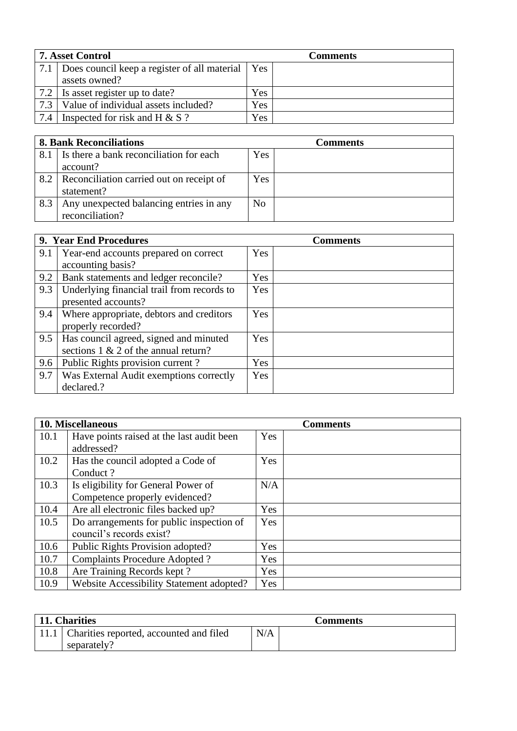| 7. Asset Control | | | Comments |
|---|---|---|---|
| 7.1 | Does council keep a register of all material assets owned? | Yes | |
| 7.2 | Is asset register up to date? | Yes | |
| 7.3 | Value of individual assets included? | Yes | |
| 7.4 | Inspected for risk and H & S ? | Yes | |

| 8. Bank Reconciliations | | | Comments |
|---|---|---|---|
| 8.1 | Is there a bank reconciliation for each account? | Yes | |
| 8.2 | Reconciliation carried out on receipt of statement? | Yes | |
| 8.3 | Any unexpected balancing entries in any reconciliation? | No | |

| 9. Year End Procedures | | | Comments |
|---|---|---|---|
| 9.1 | Year-end accounts prepared on correct accounting basis? | Yes | |
| 9.2 | Bank statements and ledger reconcile? | Yes | |
| 9.3 | Underlying financial trail from records to presented accounts? | Yes | |
| 9.4 | Where appropriate, debtors and creditors properly recorded? | Yes | |
| 9.5 | Has council agreed, signed and minuted sections 1 & 2 of the annual return? | Yes | |
| 9.6 | Public Rights provision current ? | Yes | |
| 9.7 | Was External Audit exemptions correctly declared.? | Yes | |

| 10. Miscellaneous | | | Comments |
|---|---|---|---|
| 10.1 | Have points raised at the last audit been addressed? | Yes | |
| 10.2 | Has the council adopted a Code of Conduct ? | Yes | |
| 10.3 | Is eligibility for General Power of Competence properly evidenced? | N/A | |
| 10.4 | Are all electronic files backed up? | Yes | |
| 10.5 | Do arrangements for public inspection of council's records exist? | Yes | |
| 10.6 | Public Rights Provision adopted? | Yes | |
| 10.7 | Complaints Procedure Adopted ? | Yes | |
| 10.8 | Are Training Records kept ? | Yes | |
| 10.9 | Website Accessibility Statement adopted? | Yes | |

| 11. Charities | | | Comments |
|---|---|---|---|
| 11.1 | Charities reported, accounted and filed separately? | N/A | |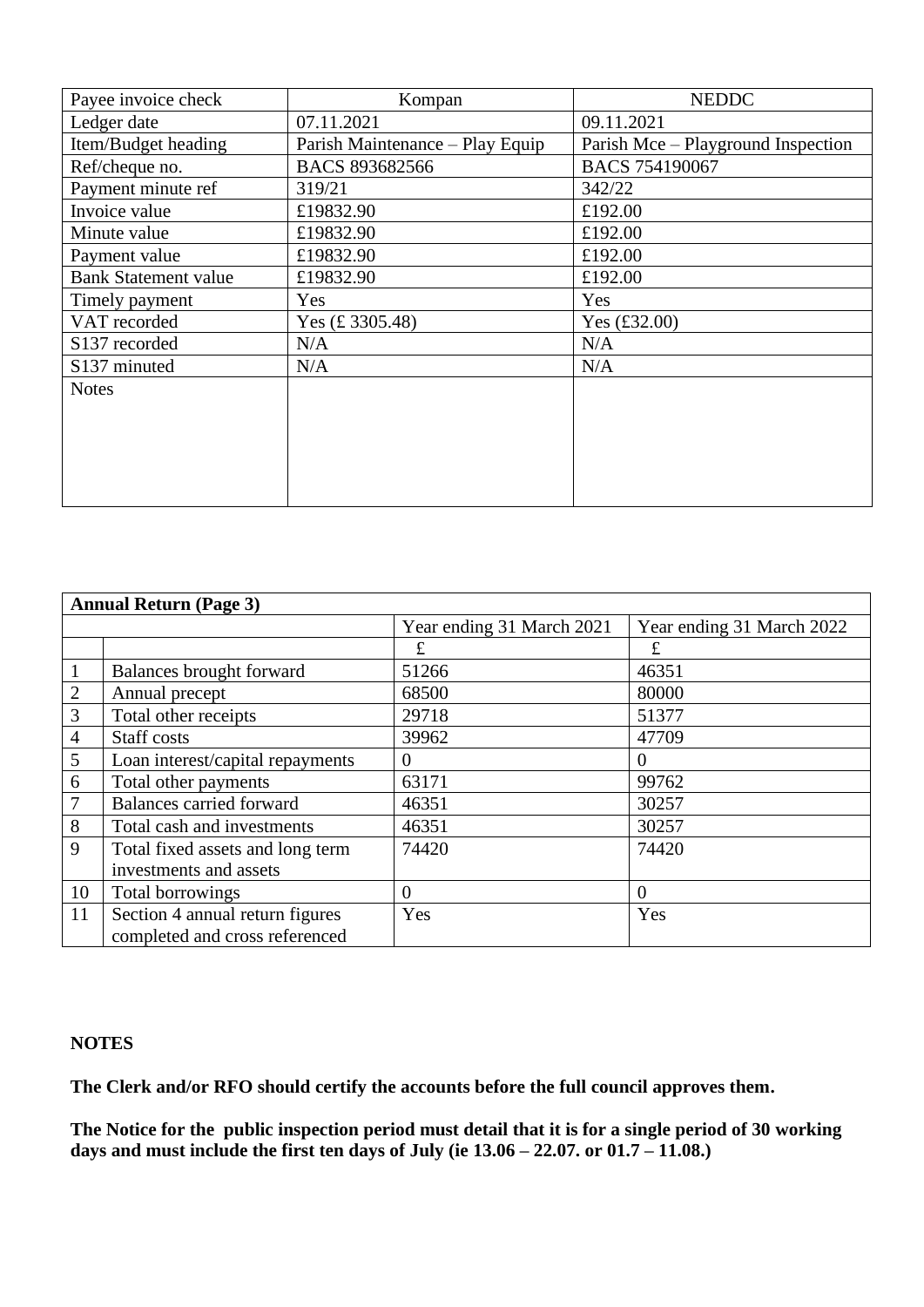| Payee invoice check | Kompan | NEDDC |
|---|---|---|
| Ledger date | 07.11.2021 | 09.11.2021 |
| Item/Budget heading | Parish Maintenance – Play Equip | Parish Mce – Playground Inspection |
| Ref/cheque no. | BACS 893682566 | BACS 754190067 |
| Payment minute ref | 319/21 | 342/22 |
| Invoice value | £19832.90 | £192.00 |
| Minute value | £19832.90 | £192.00 |
| Payment value | £19832.90 | £192.00 |
| Bank Statement value | £19832.90 | £192.00 |
| Timely payment | Yes | Yes |
| VAT recorded | Yes (£ 3305.48) | Yes (£32.00) |
| S137 recorded | N/A | N/A |
| S137 minuted | N/A | N/A |
| Notes | | |

| **Annual Return (Page 3)** | | | |
|---|---|---|---|
| | | Year ending 31 March 2021 | Year ending 31 March 2022 |
| | | £ | £ |
| 1 | Balances brought forward | 51266 | 46351 |
| 2 | Annual precept | 68500 | 80000 |
| 3 | Total other receipts | 29718 | 51377 |
| 4 | Staff costs | 39962 | 47709 |
| 5 | Loan interest/capital repayments | 0 | 0 |
| 6 | Total other payments | 63171 | 99762 |
| 7 | Balances carried forward | 46351 | 30257 |
| 8 | Total cash and investments | 46351 | 30257 |
| 9 | Total fixed assets and long term investments and assets | 74420 | 74420 |
| 10 | Total borrowings | 0 | 0 |
| 11 | Section 4 annual return figures completed and cross referenced | Yes | Yes |

**NOTES**

**The Clerk and/or RFO should certify the accounts before the full council approves them.**

**The Notice for the public inspection period must detail that it is for a single period of 30 working days and must include the first ten days of July (ie 13.06 – 22.07. or 01.7 – 11.08.)**